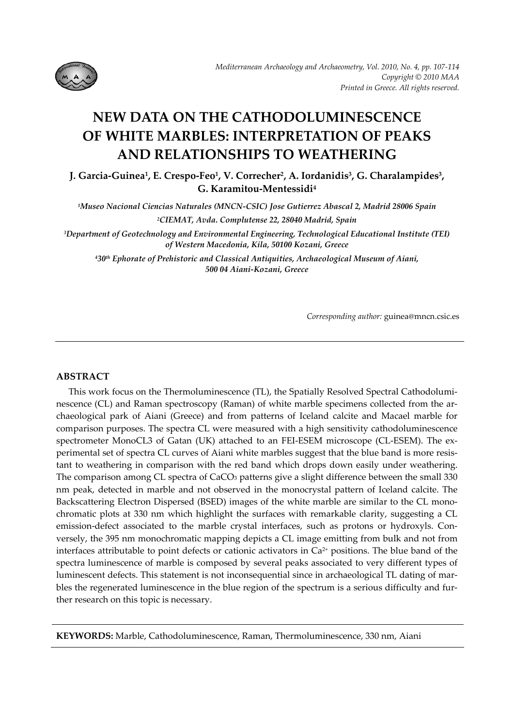# NEW DATA ON THE CATHODOLUMINESCENCE OF WHITE MARBLES: INTERPRETATION OF PEAKS AND RELATIONSHIPS TO WEATHERING

**J. Garcia-Guinea[1], E. Crespo-Feo[1], V. Correcher[2], A. Iordanidis[3], G. Charalampides[3], G. Karamitou-Mentessidi[4]**

[1]*Museo Nacional Ciencias Naturales (MNCN-CSIC) Jose Gutierrez Abascal 2, Madrid 28006 Spain*

[2]*CIEMAT, Avda. Complutense 22, 28040 Madrid, Spain*

[3]*Department of Geotechnology and Environmental Engineering, Technological Educational Institute (TEI) of Western Macedonia, Kila, 50100 Kozani, Greece*

[4]*30th Ephorate of Prehistoric and Classical Antiquities, Archaeological Museum of Aiani, 500 04 Aiani-Kozani, Greece*

*Corresponding author:* guinea@mncn.csic.es

## ABSTRACT

This work focus on the Thermoluminescence (TL), the Spatially Resolved Spectral Cathodoluminescence (CL) and Raman spectroscopy (Raman) of white marble specimens collected from the archaeological park of Aiani (Greece) and from patterns of Iceland calcite and Macael marble for comparison purposes. The spectra CL were measured with a high sensitivity cathodoluminescence spectrometer MonoCL3 of Gatan (UK) attached to an FEI-ESEM microscope (CL-ESEM). The experimental set of spectra CL curves of Aiani white marbles suggest that the blue band is more resistant to weathering in comparison with the red band which drops down easily under weathering. The comparison among CL spectra of $CaCO_3$ patterns give a slight difference between the small 330 nm peak, detected in marble and not observed in the monocrystal pattern of Iceland calcite. The Backscattering Electron Dispersed (BSED) images of the white marble are similar to the CL monochromatic plots at 330 nm which highlight the surfaces with remarkable clarity, suggesting a CL emission-defect associated to the marble crystal interfaces, such as protons or hydroxyls. Conversely, the 395 nm monochromatic mapping depicts a CL image emitting from bulk and not from interfaces attributable to point defects or cationic activators in $Ca^{2+}$ positions. The blue band of the spectra luminescence of marble is composed by several peaks associated to very different types of luminescent defects. This statement is not inconsequential since in archaeological TL dating of marbles the regenerated luminescence in the blue region of the spectrum is a serious difficulty and further research on this topic is necessary.

**KEYWORDS:** Marble, Cathodoluminescence, Raman, Thermoluminescence, 330 nm, Aiani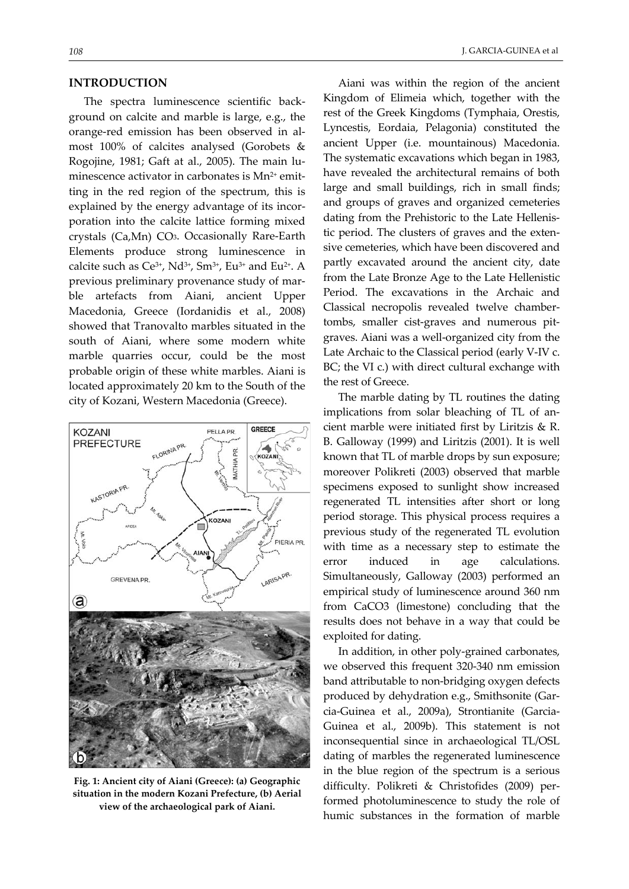## INTRODUCTION

The spectra luminescence scientific background on calcite and marble is large, e.g., the orange-red emission has been observed in almost 100% of calcites analysed (Gorobets & Rogojine, 1981; Gaft at al., 2005). The main luminescence activator in carbonates is $Mn^{2+}$ emitting in the red region of the spectrum, this is explained by the energy advantage of its incorporation into the calcite lattice forming mixed crystals $(Ca,Mn) CO_3$. Occasionally Rare-Earth Elements produce strong luminescence in calcite such as $Ce^{3+}$, $Nd^{3+}$, $Sm^{3+}$, $Eu^{3+}$ and $Eu^{2+}$. A previous preliminary provenance study of marble artefacts from Aiani, ancient Upper Macedonia, Greece (Iordanidis et al., 2008) showed that Tranovalto marbles situated in the south of Aiani, where some modern white marble quarries occur, could be the most probable origin of these white marbles. Aiani is located approximately 20 km to the South of the city of Kozani, Western Macedonia (Greece).

**Fig. 1: Ancient city of Aiani (Greece): (a) Geographic situation in the modern Kozani Prefecture, (b) Aerial view of the archaeological park of Aiani.**

Aiani was within the region of the ancient Kingdom of Elimeia which, together with the rest of the Greek Kingdoms (Tymphaia, Orestis, Lyncestis, Eordaia, Pelagonia) constituted the ancient Upper (i.e. mountainous) Macedonia. The systematic excavations which began in 1983, have revealed the architectural remains of both large and small buildings, rich in small finds; and groups of graves and organized cemeteries dating from the Prehistoric to the Late Hellenistic period. The clusters of graves and the extensive cemeteries, which have been discovered and partly excavated around the ancient city, date from the Late Bronze Age to the Late Hellenistic Period. The excavations in the Archaic and Classical necropolis revealed twelve chamber-tombs, smaller cist-graves and numerous pit-graves. Aiani was a well-organized city from the Late Archaic to the Classical period (early V-IV c. BC; the VI c.) with direct cultural exchange with the rest of Greece.

The marble dating by TL routines the dating implications from solar bleaching of TL of ancient marble were initiated first by Liritzis & R. B. Galloway (1999) and Liritzis (2001). It is well known that TL of marble drops by sun exposure; moreover Polikreti (2003) observed that marble specimens exposed to sunlight show increased regenerated TL intensities after short or long period storage. This physical process requires a previous study of the regenerated TL evolution with time as a necessary step to estimate the error induced in age calculations. Simultaneously, Galloway (2003) performed an empirical study of luminescence around 360 nm from $CaCO_3$ (limestone) concluding that the results does not behave in a way that could be exploited for dating.

In addition, in other poly-grained carbonates, we observed this frequent 320-340 nm emission band attributable to non-bridging oxygen defects produced by dehydration e.g., Smithsonite (Garcia-Guinea et al., 2009a), Strontianite (Garcia-Guinea et al., 2009b). This statement is not inconsequential since in archaeological TL/OSL dating of marbles the regenerated luminescence in the blue region of the spectrum is a serious difficulty. Polikreti & Christofides (2009) performed photoluminescence to study the role of humic substances in the formation of marble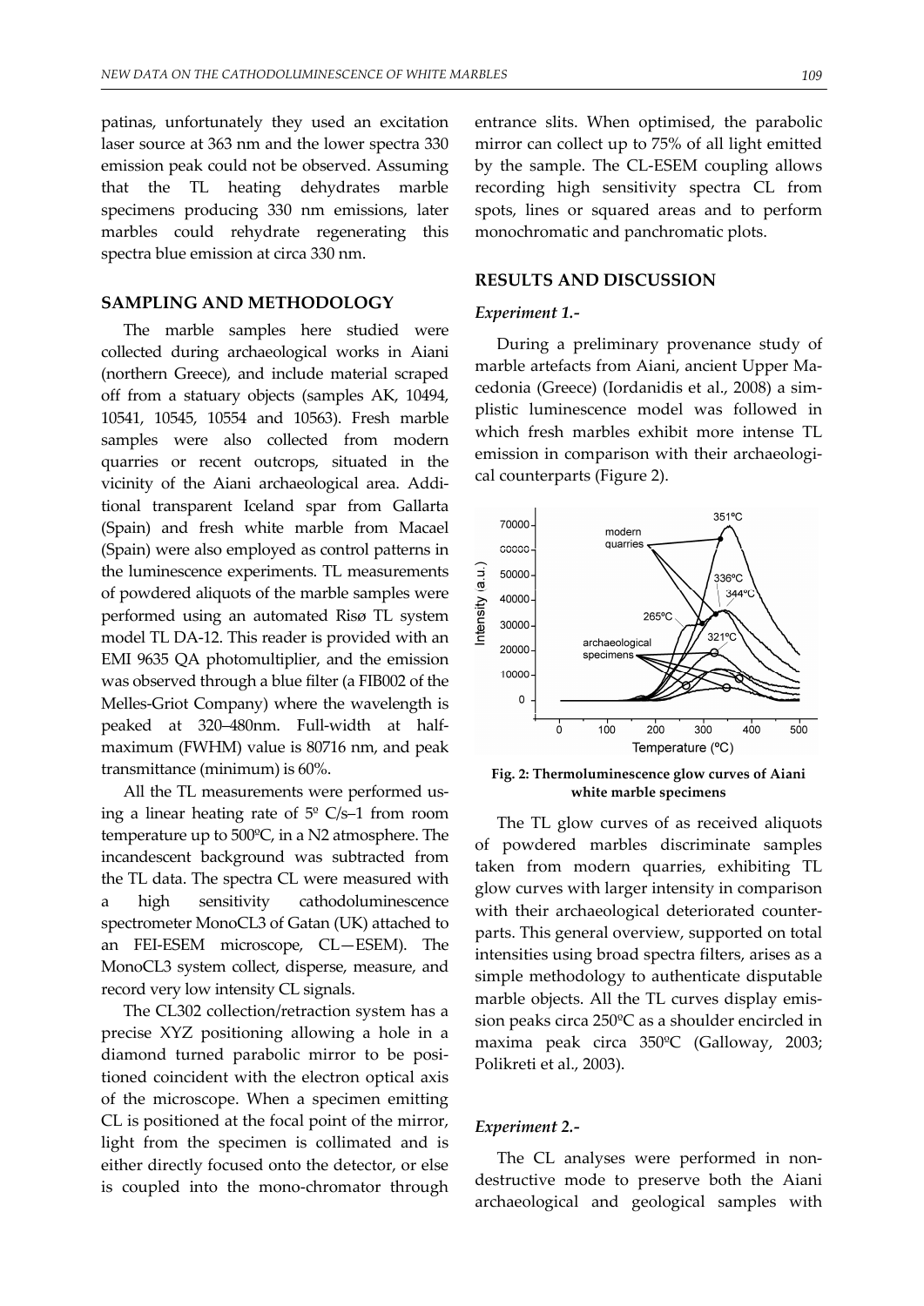patinas, unfortunately they used an excitation laser source at 363 nm and the lower spectra 330 emission peak could not be observed. Assuming that the TL heating dehydrates marble specimens producing 330 nm emissions, later marbles could rehydrate regenerating this spectra blue emission at circa 330 nm.

## SAMPLING AND METHODOLOGY

The marble samples here studied were collected during archaeological works in Aiani (northern Greece), and include material scraped off from a statuary objects (samples AK, 10494, 10541, 10545, 10554 and 10563). Fresh marble samples were also collected from modern quarries or recent outcrops, situated in the vicinity of the Aiani archaeological area. Additional transparent Iceland spar from Gallarta (Spain) and fresh white marble from Macael (Spain) were also employed as control patterns in the luminescence experiments. TL measurements of powdered aliquots of the marble samples were performed using an automated Risø TL system model TL DA-12. This reader is provided with an EMI 9635 QA photomultiplier, and the emission was observed through a blue filter (a FIB002 of the Melles-Griot Company) where the wavelength is peaked at 320–480nm. Full-width at half-maximum (FWHM) value is 80716 nm, and peak transmittance (minimum) is 60%.

All the TL measurements were performed using a linear heating rate of 5º C/s–1 from room temperature up to 500ºC, in a N2 atmosphere. The incandescent background was subtracted from the TL data. The spectra CL were measured with a high sensitivity cathodoluminescence spectrometer MonoCL3 of Gatan (UK) attached to an FEI-ESEM microscope, CL—ESEM). The MonoCL3 system collect, disperse, measure, and record very low intensity CL signals.

The CL302 collection/retraction system has a precise XYZ positioning allowing a hole in a diamond turned parabolic mirror to be positioned coincident with the electron optical axis of the microscope. When a specimen emitting CL is positioned at the focal point of the mirror, light from the specimen is collimated and is either directly focused onto the detector, or else is coupled into the mono-chromator through entrance slits. When optimised, the parabolic mirror can collect up to 75% of all light emitted by the sample. The CL-ESEM coupling allows recording high sensitivity spectra CL from spots, lines or squared areas and to perform monochromatic and panchromatic plots.

## RESULTS AND DISCUSSION

### *Experiment 1.-*

During a preliminary provenance study of marble artefacts from Aiani, ancient Upper Macedonia (Greece) (Iordanidis et al., 2008) a simplistic luminescence model was followed in which fresh marbles exhibit more intense TL emission in comparison with their archaeological counterparts (Figure 2).

**Fig. 2: Thermoluminescence glow curves of Aiani white marble specimens**

The TL glow curves of as received aliquots of powdered marbles discriminate samples taken from modern quarries, exhibiting TL glow curves with larger intensity in comparison with their archaeological deteriorated counterparts. This general overview, supported on total intensities using broad spectra filters, arises as a simple methodology to authenticate disputable marble objects. All the TL curves display emission peaks circa 250ºC as a shoulder encircled in maxima peak circa 350ºC (Galloway, 2003; Polikreti et al., 2003).

### *Experiment 2.-*

The CL analyses were performed in non-destructive mode to preserve both the Aiani archaeological and geological samples with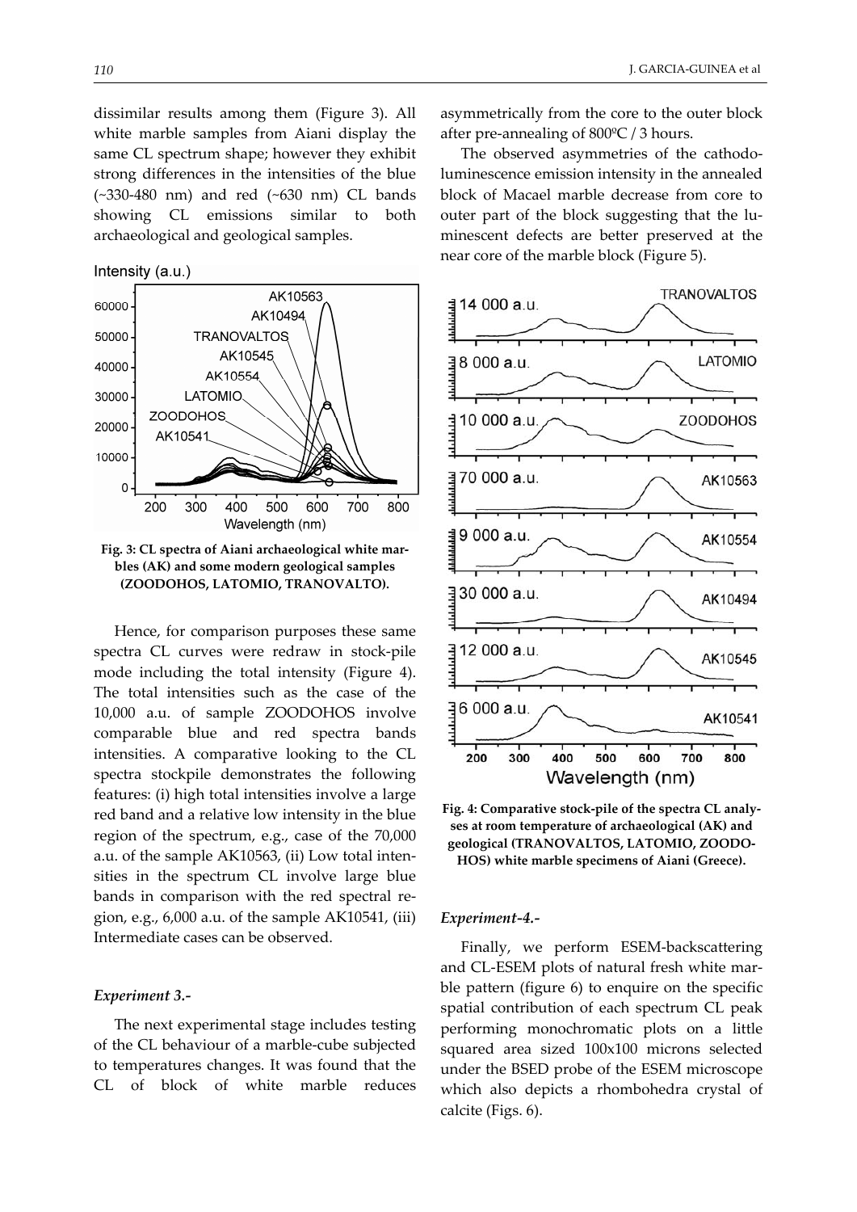dissimilar results among them (Figure 3). All white marble samples from Aiani display the same CL spectrum shape; however they exhibit strong differences in the intensities of the blue (~330-480 nm) and red (~630 nm) CL bands showing CL emissions similar to both archaeological and geological samples.

**Fig. 3: CL spectra of Aiani archaeological white marbles (AK) and some modern geological samples (ZOODOHOS, LATOMIO, TRANOVALTO).**

Hence, for comparison purposes these same spectra CL curves were redraw in stock-pile mode including the total intensity (Figure 4). The total intensities such as the case of the 10,000 a.u. of sample ZOODOHOS involve comparable blue and red spectra bands intensities. A comparative looking to the CL spectra stockpile demonstrates the following features: (i) high total intensities involve a large red band and a relative low intensity in the blue region of the spectrum, e.g., case of the 70,000 a.u. of the sample AK10563, (ii) Low total intensities in the spectrum CL involve large blue bands in comparison with the red spectral region, e.g., 6,000 a.u. of the sample AK10541, (iii) Intermediate cases can be observed.

### *Experiment 3.-*

The next experimental stage includes testing of the CL behaviour of a marble-cube subjected to temperatures changes. It was found that the CL of block of white marble reduces asymmetrically from the core to the outer block after pre-annealing of 800ºC / 3 hours.

The observed asymmetries of the cathodoluminescence emission intensity in the annealed block of Macael marble decrease from core to outer part of the block suggesting that the luminescent defects are better preserved at the near core of the marble block (Figure 5).

**Fig. 4: Comparative stock-pile of the spectra CL analyses at room temperature of archaeological (AK) and geological (TRANOVALTOS, LATOMIO, ZOODOHOS) white marble specimens of Aiani (Greece).**

### *Experiment-4.-*

Finally, we perform ESEM-backscattering and CL-ESEM plots of natural fresh white marble pattern (figure 6) to enquire on the specific spatial contribution of each spectrum CL peak performing monochromatic plots on a little squared area sized 100x100 microns selected under the BSED probe of the ESEM microscope which also depicts a rhombohedra crystal of calcite (Figs. 6).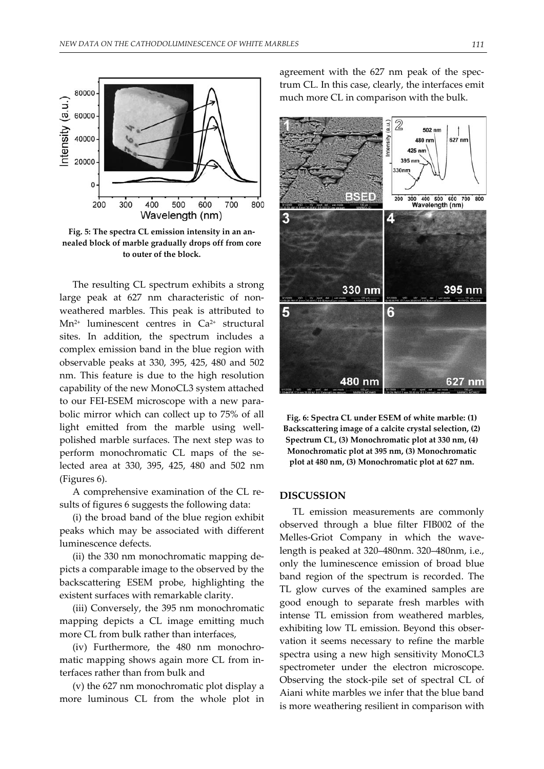Fig. 5: The spectra CL emission intensity in an annealed block of marble gradually drops off from core to outer of the block.

The resulting CL spectrum exhibits a strong large peak at 627 nm characteristic of non-weathered marbles. This peak is attributed to $Mn^{2+}$ luminescent centres in $Ca^{2+}$ structural sites. In addition, the spectrum includes a complex emission band in the blue region with observable peaks at 330, 395, 425, 480 and 502 nm. This feature is due to the high resolution capability of the new MonoCL3 system attached to our FEI-ESEM microscope with a new parabolic mirror which can collect up to 75% of all light emitted from the marble using well-polished marble surfaces. The next step was to perform monochromatic CL maps of the selected area at 330, 395, 425, 480 and 502 nm (Figures 6).

A comprehensive examination of the CL results of figures 6 suggests the following data:

(i) the broad band of the blue region exhibit peaks which may be associated with different luminescence defects.

(ii) the 330 nm monochromatic mapping depicts a comparable image to the observed by the backscattering ESEM probe, highlighting the existent surfaces with remarkable clarity.

(iii) Conversely, the 395 nm monochromatic mapping depicts a CL image emitting much more CL from bulk rather than interfaces,

(iv) Furthermore, the 480 nm monochromatic mapping shows again more CL from interfaces rather than from bulk and

(v) the 627 nm monochromatic plot display a more luminous CL from the whole plot in agreement with the 627 nm peak of the spectrum CL. In this case, clearly, the interfaces emit much more CL in comparison with the bulk.

Fig. 6: Spectra CL under ESEM of white marble: (1) Backscattering image of a calcite crystal selection, (2) Spectrum CL, (3) Monochromatic plot at 330 nm, (4) Monochromatic plot at 395 nm, (3) Monochromatic plot at 480 nm, (3) Monochromatic plot at 627 nm.

## DISCUSSION

TL emission measurements are commonly observed through a blue filter FIB002 of the Melles-Griot Company in which the wavelength is peaked at 320–480nm. 320–480nm, i.e., only the luminescence emission of broad blue band region of the spectrum is recorded. The TL glow curves of the examined samples are good enough to separate fresh marbles with intense TL emission from weathered marbles, exhibiting low TL emission. Beyond this observation it seems necessary to refine the marble spectra using a new high sensitivity MonoCL3 spectrometer under the electron microscope. Observing the stock-pile set of spectral CL of Aiani white marbles we infer that the blue band is more weathering resilient in comparison with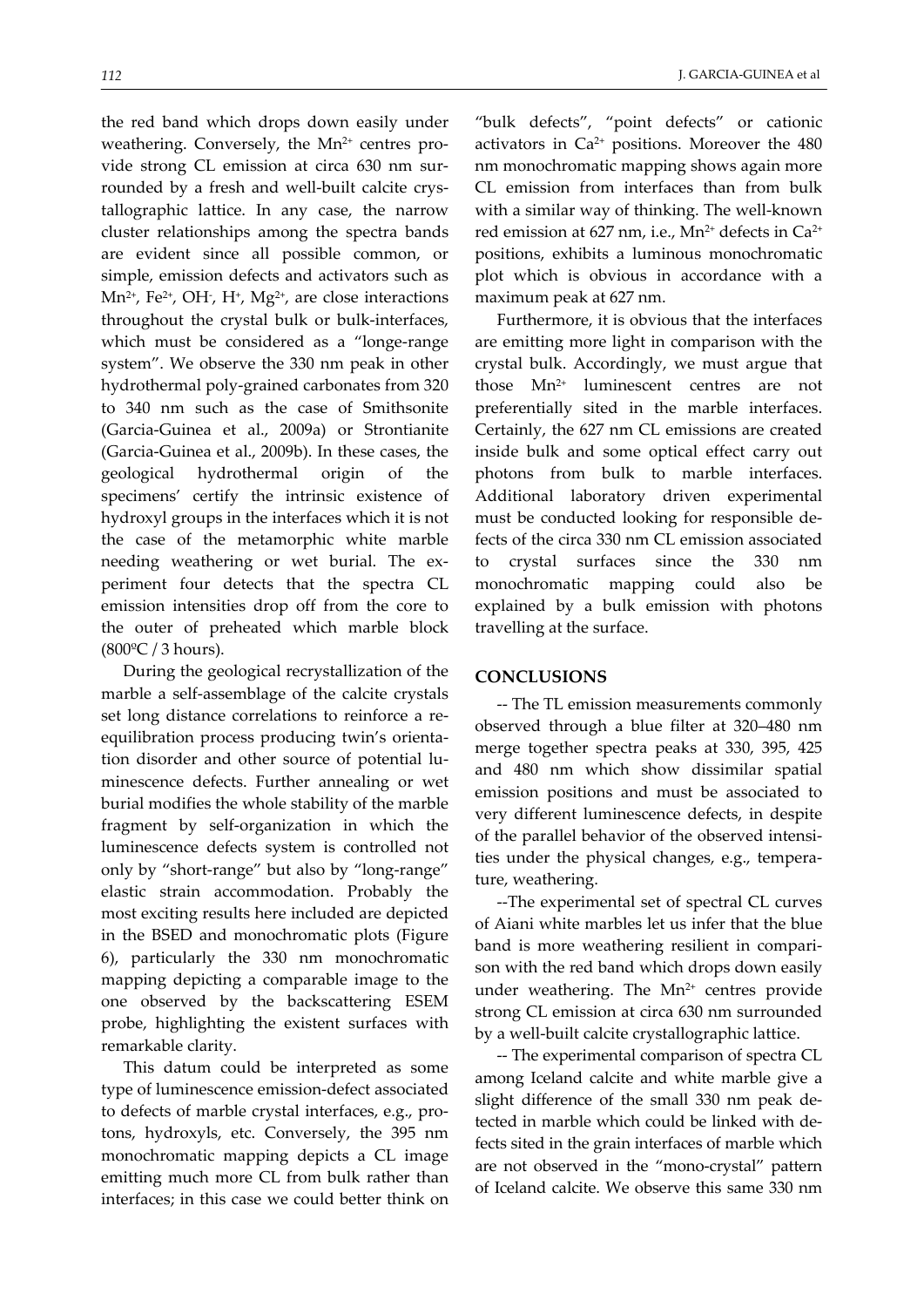the red band which drops down easily under weathering. Conversely, the $Mn^{2+}$ centres provide strong CL emission at circa 630 nm surrounded by a fresh and well-built calcite crystallographic lattice. In any case, the narrow cluster relationships among the spectra bands are evident since all possible common, or simple, emission defects and activators such as $Mn^{2+}$, $Fe^{2+}$, $OH^-$, $H^+$, $Mg^{2+}$, are close interactions throughout the crystal bulk or bulk-interfaces, which must be considered as a "longe-range system". We observe the 330 nm peak in other hydrothermal poly-grained carbonates from 320 to 340 nm such as the case of Smithsonite (Garcia-Guinea et al., 2009a) or Strontianite (Garcia-Guinea et al., 2009b). In these cases, the geological hydrothermal origin of the specimens' certify the intrinsic existence of hydroxyl groups in the interfaces which it is not the case of the metamorphic white marble needing weathering or wet burial. The experiment four detects that the spectra CL emission intensities drop off from the core to the outer of preheated which marble block (800ºC / 3 hours).

During the geological recrystallization of the marble a self-assemblage of the calcite crystals set long distance correlations to reinforce a re-equilibration process producing twin's orientation disorder and other source of potential luminescence defects. Further annealing or wet burial modifies the whole stability of the marble fragment by self-organization in which the luminescence defects system is controlled not only by "short-range" but also by "long-range" elastic strain accommodation. Probably the most exciting results here included are depicted in the BSED and monochromatic plots (Figure 6), particularly the 330 nm monochromatic mapping depicting a comparable image to the one observed by the backscattering ESEM probe, highlighting the existent surfaces with remarkable clarity.

This datum could be interpreted as some type of luminescence emission-defect associated to defects of marble crystal interfaces, e.g., protons, hydroxyls, etc. Conversely, the 395 nm monochromatic mapping depicts a CL image emitting much more CL from bulk rather than interfaces; in this case we could better think on "bulk defects", "point defects" or cationic activators in $Ca^{2+}$ positions. Moreover the 480 nm monochromatic mapping shows again more CL emission from interfaces than from bulk with a similar way of thinking. The well-known red emission at 627 nm, i.e., $Mn^{2+}$ defects in $Ca^{2+}$ positions, exhibits a luminous monochromatic plot which is obvious in accordance with a maximum peak at 627 nm.

Furthermore, it is obvious that the interfaces are emitting more light in comparison with the crystal bulk. Accordingly, we must argue that those $Mn^{2+}$ luminescent centres are not preferentially sited in the marble interfaces. Certainly, the 627 nm CL emissions are created inside bulk and some optical effect carry out photons from bulk to marble interfaces. Additional laboratory driven experimental must be conducted looking for responsible defects of the circa 330 nm CL emission associated to crystal surfaces since the 330 nm monochromatic mapping could also be explained by a bulk emission with photons travelling at the surface.

## CONCLUSIONS

-- The TL emission measurements commonly observed through a blue filter at 320–480 nm merge together spectra peaks at 330, 395, 425 and 480 nm which show dissimilar spatial emission positions and must be associated to very different luminescence defects, in despite of the parallel behavior of the observed intensities under the physical changes, e.g., temperature, weathering.

--The experimental set of spectral CL curves of Aiani white marbles let us infer that the blue band is more weathering resilient in comparison with the red band which drops down easily under weathering. The $Mn^{2+}$ centres provide strong CL emission at circa 630 nm surrounded by a well-built calcite crystallographic lattice.

-- The experimental comparison of spectra CL among Iceland calcite and white marble give a slight difference of the small 330 nm peak detected in marble which could be linked with defects sited in the grain interfaces of marble which are not observed in the "mono-crystal" pattern of Iceland calcite. We observe this same 330 nm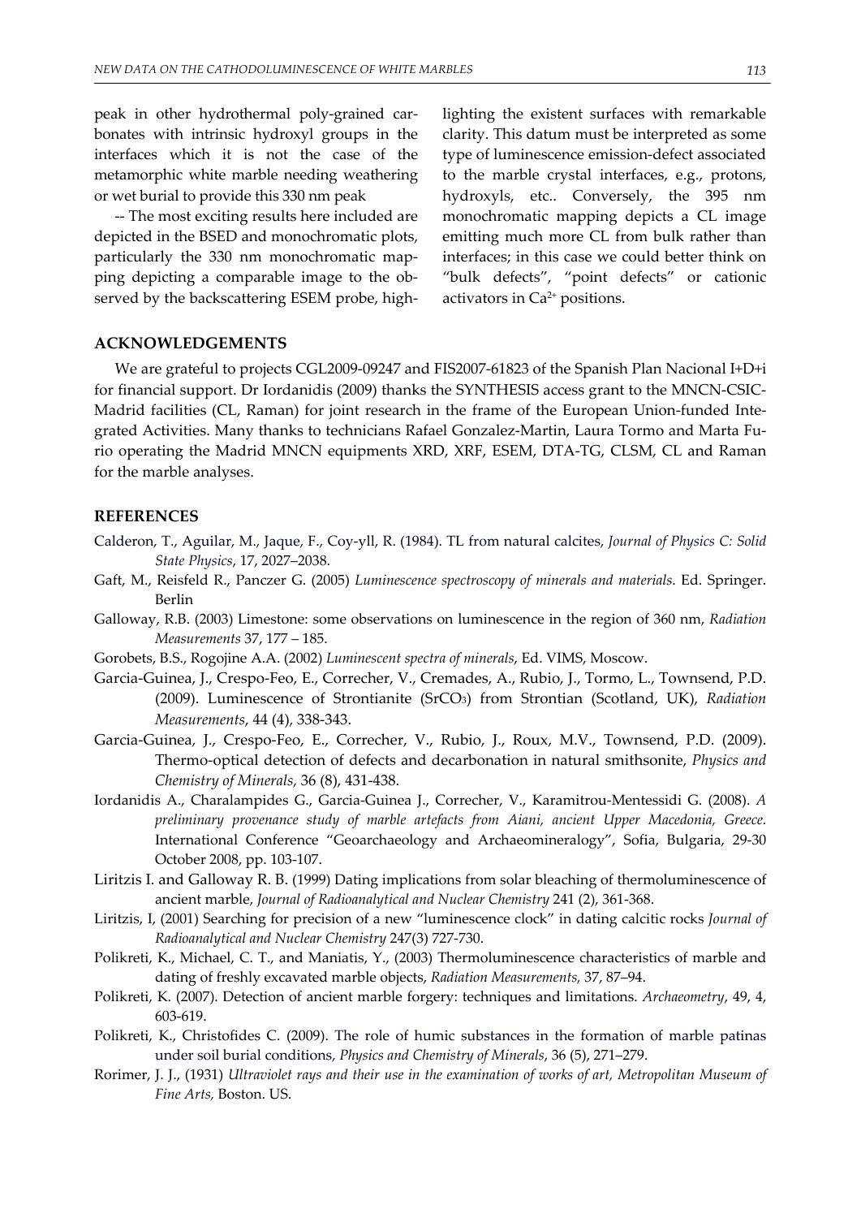peak in other hydrothermal poly-grained carbonates with intrinsic hydroxyl groups in the interfaces which it is not the case of the metamorphic white marble needing weathering or wet burial to provide this 330 nm peak

-- The most exciting results here included are depicted in the BSED and monochromatic plots, particularly the 330 nm monochromatic mapping depicting a comparable image to the observed by the backscattering ESEM probe, highlighting the existent surfaces with remarkable clarity. This datum must be interpreted as some type of luminescence emission-defect associated to the marble crystal interfaces, e.g., protons, hydroxyls, etc.. Conversely, the 395 nm monochromatic mapping depicts a CL image emitting much more CL from bulk rather than interfaces; in this case we could better think on "bulk defects", "point defects" or cationic activators in $Ca^{2+}$ positions.

## ACKNOWLEDGEMENTS

We are grateful to projects CGL2009-09247 and FIS2007-61823 of the Spanish Plan Nacional I+D+i for financial support. Dr Iordanidis (2009) thanks the SYNTHESIS access grant to the MNCN-CSIC-Madrid facilities (CL, Raman) for joint research in the frame of the European Union-funded Integrated Activities. Many thanks to technicians Rafael Gonzalez-Martin, Laura Tormo and Marta Furio operating the Madrid MNCN equipments XRD, XRF, ESEM, DTA-TG, CLSM, CL and Raman for the marble analyses.

## REFERENCES

Calderon, T., Aguilar, M., Jaque, F., Coy-yll, R. (1984). TL from natural calcites, *Journal of Physics C: Solid State Physics*, 17, 2027–2038.

Gaft, M., Reisfeld R., Panczer G. (2005) *Luminescence spectroscopy of minerals and materials*. Ed. Springer. Berlin

Galloway, R.B. (2003) Limestone: some observations on luminescence in the region of 360 nm, *Radiation Measurements* 37, 177 – 185.

Gorobets, B.S., Rogojine A.A. (2002) *Luminescent spectra of minerals*, Ed. VIMS, Moscow.

Garcia-Guinea, J., Crespo-Feo, E., Correcher, V., Cremades, A., Rubio, J., Tormo, L., Townsend, P.D. (2009). Luminescence of Strontianite ($SrCO_3$) from Strontian (Scotland, UK), *Radiation Measurements*, 44 (4), 338-343.

Garcia-Guinea, J., Crespo-Feo, E., Correcher, V., Rubio, J., Roux, M.V., Townsend, P.D. (2009). Thermo-optical detection of defects and decarbonation in natural smithsonite, *Physics and Chemistry of Minerals*, 36 (8), 431-438.

Iordanidis A., Charalampides G., Garcia-Guinea J., Correcher, V., Karamitrou-Mentessidi G. (2008). *A preliminary provenance study of marble artefacts from Aiani, ancient Upper Macedonia, Greece.* International Conference "Geoarchaeology and Archaeomineralogy", Sofia, Bulgaria, 29-30 October 2008, pp. 103-107.

Liritzis I. and Galloway R. B. (1999) Dating implications from solar bleaching of thermoluminescence of ancient marble, *Journal of Radioanalytical and Nuclear Chemistry* 241 (2), 361-368.

Liritzis, I, (2001) Searching for precision of a new "luminescence clock" in dating calcitic rocks *Journal of Radioanalytical and Nuclear Chemistry* 247(3) 727-730.

Polikreti, K., Michael, C. T., and Maniatis, Y., (2003) Thermoluminescence characteristics of marble and dating of freshly excavated marble objects, *Radiation Measurements,* 37, 87–94.

Polikreti, K. (2007). Detection of ancient marble forgery: techniques and limitations. *Archaeometry*, 49, 4, 603-619.

Polikreti, K., Christofides C. (2009). The role of humic substances in the formation of marble patinas under soil burial conditions, *Physics and Chemistry of Minerals*, 36 (5), 271–279.

Rorimer, J. J., (1931) *Ultraviolet rays and their use in the examination of works of art, Metropolitan Museum of Fine Arts,* Boston. US.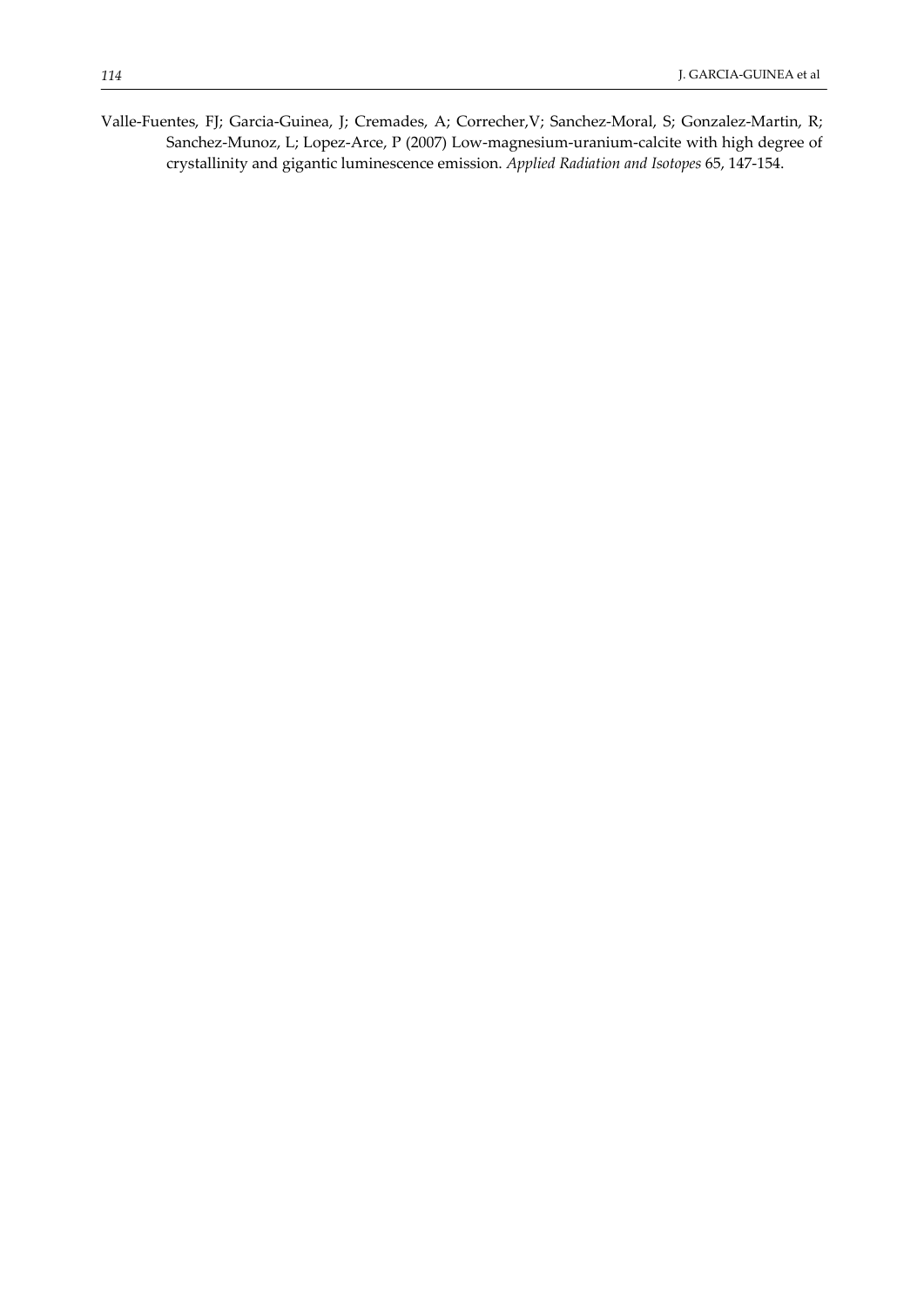Valle-Fuentes, FJ; Garcia-Guinea, J; Cremades, A; Correcher,V; Sanchez-Moral, S; Gonzalez-Martin, R; Sanchez-Munoz, L; Lopez-Arce, P (2007) Low-magnesium-uranium-calcite with high degree of crystallinity and gigantic luminescence emission. *Applied Radiation and Isotopes* 65, 147-154.